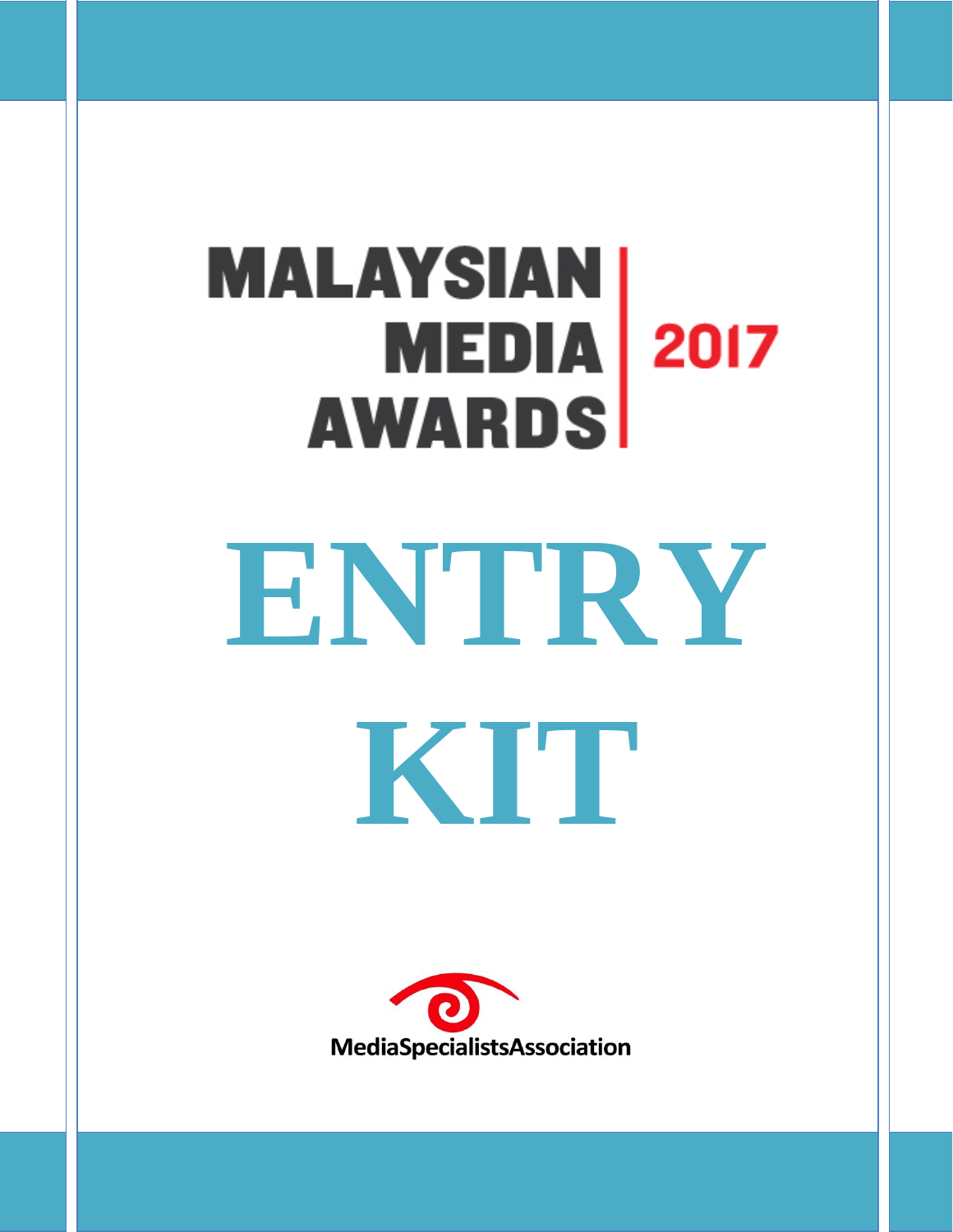# MALAYSIAN MEDIA AWARDS 2017

# ENTRY KIT

MediaSpecialistsAssociation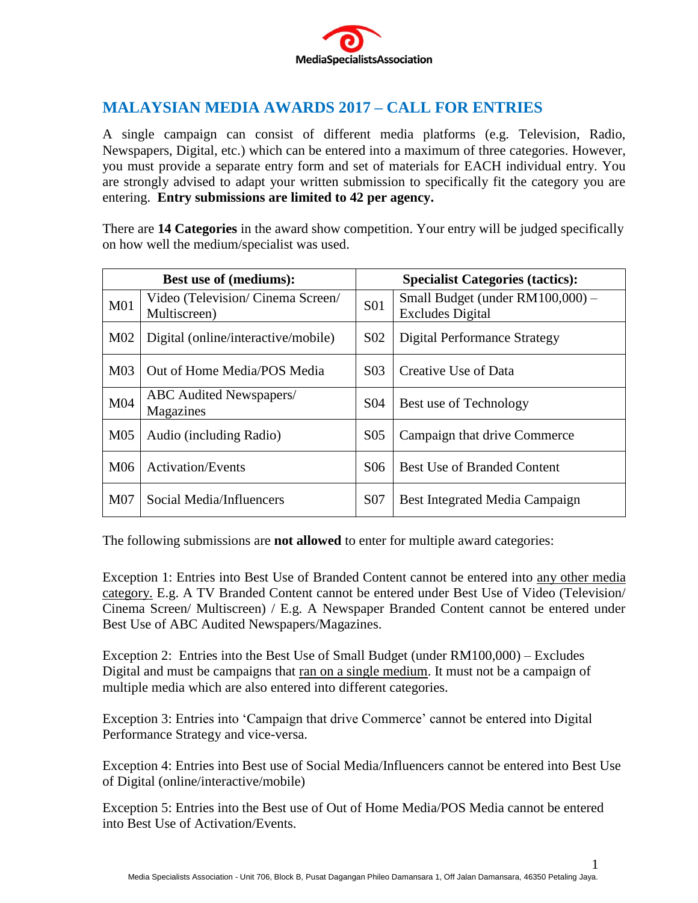MediaSpecialistsAssociation

## MALAYSIAN MEDIA AWARDS 2017 – CALL FOR ENTRIES

A single campaign can consist of different media platforms (e.g. Television, Radio, Newspapers, Digital, etc.) which can be entered into a maximum of three categories. However, you must provide a separate entry form and set of materials for EACH individual entry. You are strongly advised to adapt your written submission to specifically fit the category you are entering. **Entry submissions are limited to 42 per agency.**

There are **14 Categories** in the award show competition. Your entry will be judged specifically on how well the medium/specialist was used.

| **Best use of (mediums):** | | **Specialist Categories (tactics):** | |
|---|---|---|---|
| M01 | Video (Television/ Cinema Screen/ Multiscreen) | S01 | Small Budget (under RM100,000) – Excludes Digital |
| M02 | Digital (online/interactive/mobile) | S02 | Digital Performance Strategy |
| M03 | Out of Home Media/POS Media | S03 | Creative Use of Data |
| M04 | ABC Audited Newspapers/ Magazines | S04 | Best use of Technology |
| M05 | Audio (including Radio) | S05 | Campaign that drive Commerce |
| M06 | Activation/Events | S06 | Best Use of Branded Content |
| M07 | Social Media/Influencers | S07 | Best Integrated Media Campaign |

The following submissions are **not allowed** to enter for multiple award categories:

Exception 1: Entries into Best Use of Branded Content cannot be entered into any other media category. E.g. A TV Branded Content cannot be entered under Best Use of Video (Television/ Cinema Screen/ Multiscreen) / E.g. A Newspaper Branded Content cannot be entered under Best Use of ABC Audited Newspapers/Magazines.

Exception 2: Entries into the Best Use of Small Budget (under RM100,000) – Excludes Digital and must be campaigns that ran on a single medium. It must not be a campaign of multiple media which are also entered into different categories.

Exception 3: Entries into 'Campaign that drive Commerce' cannot be entered into Digital Performance Strategy and vice-versa.

Exception 4: Entries into Best use of Social Media/Influencers cannot be entered into Best Use of Digital (online/interactive/mobile)

Exception 5: Entries into the Best use of Out of Home Media/POS Media cannot be entered into Best Use of Activation/Events.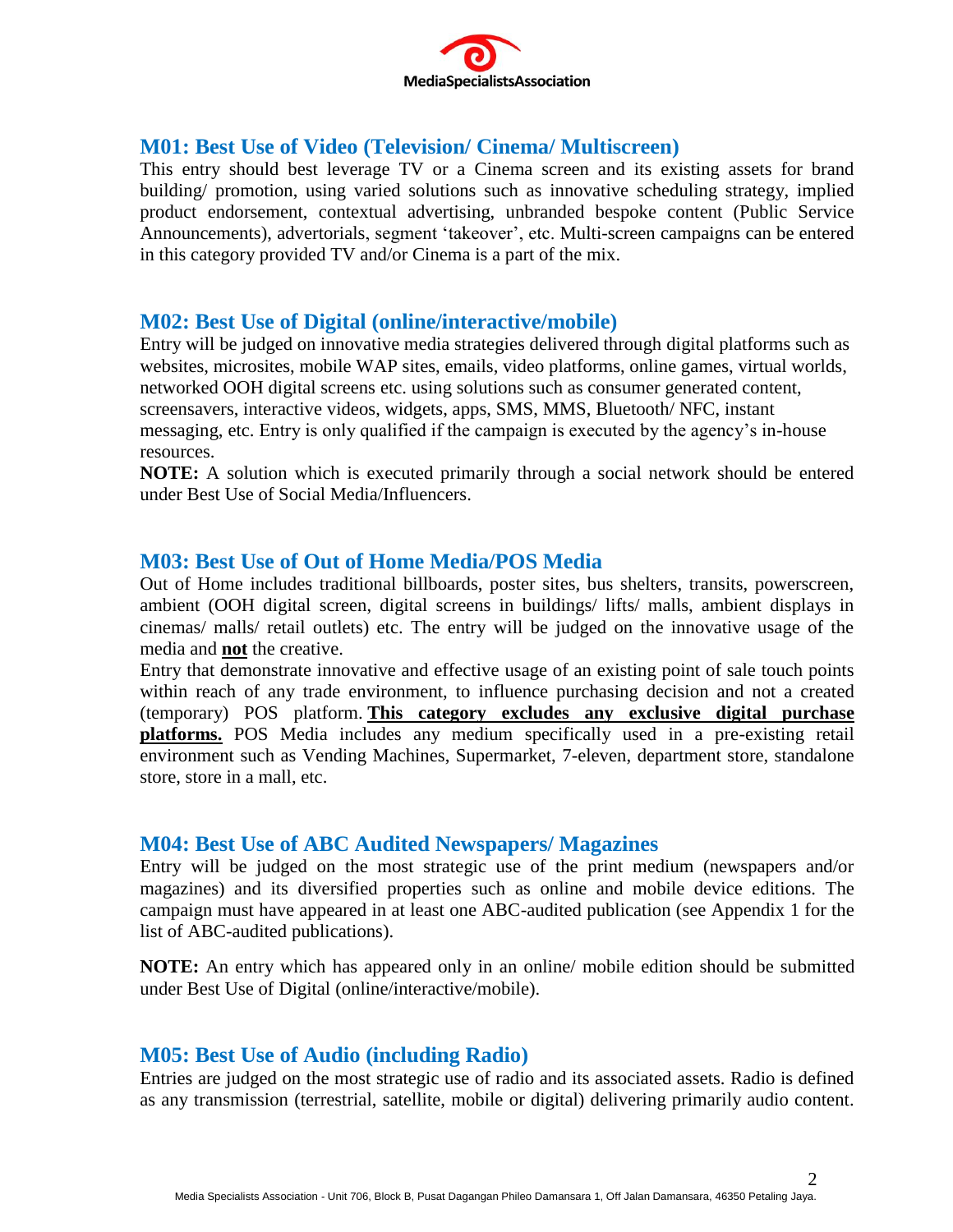## M01: Best Use of Video (Television/ Cinema/ Multiscreen)

This entry should best leverage TV or a Cinema screen and its existing assets for brand building/ promotion, using varied solutions such as innovative scheduling strategy, implied product endorsement, contextual advertising, unbranded bespoke content (Public Service Announcements), advertorials, segment 'takeover', etc. Multi-screen campaigns can be entered in this category provided TV and/or Cinema is a part of the mix.

## M02: Best Use of Digital (online/interactive/mobile)

Entry will be judged on innovative media strategies delivered through digital platforms such as websites, microsites, mobile WAP sites, emails, video platforms, online games, virtual worlds, networked OOH digital screens etc. using solutions such as consumer generated content, screensavers, interactive videos, widgets, apps, SMS, MMS, Bluetooth/ NFC, instant messaging, etc. Entry is only qualified if the campaign is executed by the agency's in-house resources.

**NOTE:** A solution which is executed primarily through a social network should be entered under Best Use of Social Media/Influencers.

## M03: Best Use of Out of Home Media/POS Media

Out of Home includes traditional billboards, poster sites, bus shelters, transits, powerscreen, ambient (OOH digital screen, digital screens in buildings/ lifts/ malls, ambient displays in cinemas/ malls/ retail outlets) etc. The entry will be judged on the innovative usage of the media and **not** the creative.

Entry that demonstrate innovative and effective usage of an existing point of sale touch points within reach of any trade environment, to influence purchasing decision and not a created (temporary) POS platform. **This category excludes any exclusive digital purchase platforms.** POS Media includes any medium specifically used in a pre-existing retail environment such as Vending Machines, Supermarket, 7-eleven, department store, standalone store, store in a mall, etc.

## M04: Best Use of ABC Audited Newspapers/ Magazines

Entry will be judged on the most strategic use of the print medium (newspapers and/or magazines) and its diversified properties such as online and mobile device editions. The campaign must have appeared in at least one ABC-audited publication (see Appendix 1 for the list of ABC-audited publications).

**NOTE:** An entry which has appeared only in an online/ mobile edition should be submitted under Best Use of Digital (online/interactive/mobile).

## M05: Best Use of Audio (including Radio)

Entries are judged on the most strategic use of radio and its associated assets. Radio is defined as any transmission (terrestrial, satellite, mobile or digital) delivering primarily audio content.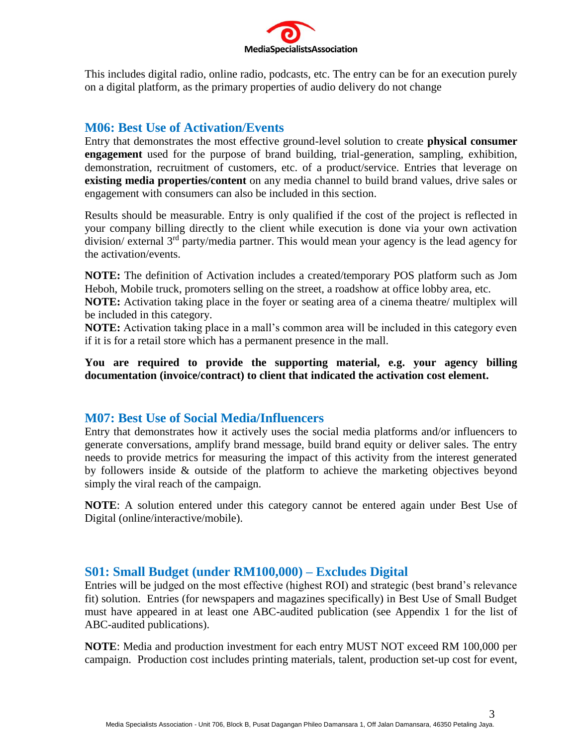This includes digital radio, online radio, podcasts, etc. The entry can be for an execution purely on a digital platform, as the primary properties of audio delivery do not change

## M06: Best Use of Activation/Events

Entry that demonstrates the most effective ground-level solution to create **physical consumer engagement** used for the purpose of brand building, trial-generation, sampling, exhibition, demonstration, recruitment of customers, etc. of a product/service. Entries that leverage on **existing media properties/content** on any media channel to build brand values, drive sales or engagement with consumers can also be included in this section.

Results should be measurable. Entry is only qualified if the cost of the project is reflected in your company billing directly to the client while execution is done via your own activation division/ external 3rd party/media partner. This would mean your agency is the lead agency for the activation/events.

**NOTE:** The definition of Activation includes a created/temporary POS platform such as Jom Heboh, Mobile truck, promoters selling on the street, a roadshow at office lobby area, etc.

**NOTE:** Activation taking place in the foyer or seating area of a cinema theatre/ multiplex will be included in this category.

**NOTE:** Activation taking place in a mall's common area will be included in this category even if it is for a retail store which has a permanent presence in the mall.

**You are required to provide the supporting material, e.g. your agency billing documentation (invoice/contract) to client that indicated the activation cost element.**

## M07: Best Use of Social Media/Influencers

Entry that demonstrates how it actively uses the social media platforms and/or influencers to generate conversations, amplify brand message, build brand equity or deliver sales. The entry needs to provide metrics for measuring the impact of this activity from the interest generated by followers inside & outside of the platform to achieve the marketing objectives beyond simply the viral reach of the campaign.

**NOTE**: A solution entered under this category cannot be entered again under Best Use of Digital (online/interactive/mobile).

## S01: Small Budget (under RM100,000) – Excludes Digital

Entries will be judged on the most effective (highest ROI) and strategic (best brand's relevance fit) solution. Entries (for newspapers and magazines specifically) in Best Use of Small Budget must have appeared in at least one ABC-audited publication (see Appendix 1 for the list of ABC-audited publications).

**NOTE**: Media and production investment for each entry MUST NOT exceed RM 100,000 per campaign. Production cost includes printing materials, talent, production set-up cost for event,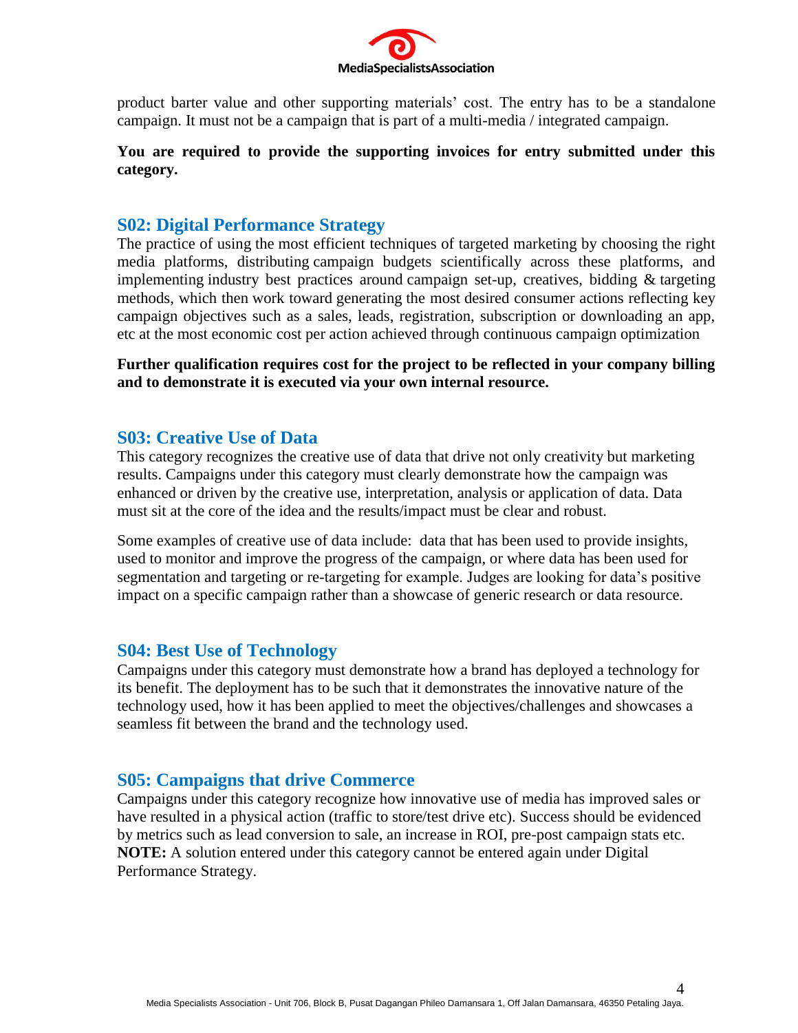product barter value and other supporting materials' cost. The entry has to be a standalone campaign. It must not be a campaign that is part of a multi-media / integrated campaign.

**You are required to provide the supporting invoices for entry submitted under this category.**

## S02: Digital Performance Strategy

The practice of using the most efficient techniques of targeted marketing by choosing the right media platforms, distributing campaign budgets scientifically across these platforms, and implementing industry best practices around campaign set-up, creatives, bidding & targeting methods, which then work toward generating the most desired consumer actions reflecting key campaign objectives such as a sales, leads, registration, subscription or downloading an app, etc at the most economic cost per action achieved through continuous campaign optimization

**Further qualification requires cost for the project to be reflected in your company billing and to demonstrate it is executed via your own internal resource.**

## S03: Creative Use of Data

This category recognizes the creative use of data that drive not only creativity but marketing results. Campaigns under this category must clearly demonstrate how the campaign was enhanced or driven by the creative use, interpretation, analysis or application of data. Data must sit at the core of the idea and the results/impact must be clear and robust.

Some examples of creative use of data include: data that has been used to provide insights, used to monitor and improve the progress of the campaign, or where data has been used for segmentation and targeting or re-targeting for example. Judges are looking for data's positive impact on a specific campaign rather than a showcase of generic research or data resource.

## S04: Best Use of Technology

Campaigns under this category must demonstrate how a brand has deployed a technology for its benefit. The deployment has to be such that it demonstrates the innovative nature of the technology used, how it has been applied to meet the objectives/challenges and showcases a seamless fit between the brand and the technology used.

## S05: Campaigns that drive Commerce

Campaigns under this category recognize how innovative use of media has improved sales or have resulted in a physical action (traffic to store/test drive etc). Success should be evidenced by metrics such as lead conversion to sale, an increase in ROI, pre-post campaign stats etc. **NOTE:** A solution entered under this category cannot be entered again under Digital Performance Strategy.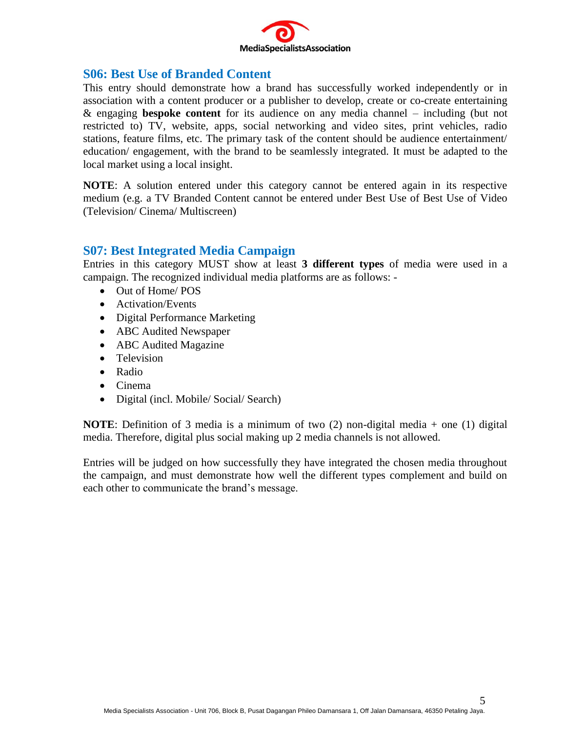## S06: Best Use of Branded Content

This entry should demonstrate how a brand has successfully worked independently or in association with a content producer or a publisher to develop, create or co-create entertaining & engaging **bespoke content** for its audience on any media channel – including (but not restricted to) TV, website, apps, social networking and video sites, print vehicles, radio stations, feature films, etc. The primary task of the content should be audience entertainment/ education/ engagement, with the brand to be seamlessly integrated. It must be adapted to the local market using a local insight.

**NOTE**: A solution entered under this category cannot be entered again in its respective medium (e.g. a TV Branded Content cannot be entered under Best Use of Best Use of Video (Television/ Cinema/ Multiscreen)

## S07: Best Integrated Media Campaign

Entries in this category MUST show at least **3 different types** of media were used in a campaign. The recognized individual media platforms are as follows: -

- Out of Home/ POS
- Activation/Events
- Digital Performance Marketing
- ABC Audited Newspaper
- ABC Audited Magazine
- Television
- Radio
- Cinema
- Digital (incl. Mobile/ Social/ Search)

**NOTE**: Definition of 3 media is a minimum of two (2) non-digital media + one (1) digital media. Therefore, digital plus social making up 2 media channels is not allowed.

Entries will be judged on how successfully they have integrated the chosen media throughout the campaign, and must demonstrate how well the different types complement and build on each other to communicate the brand's message.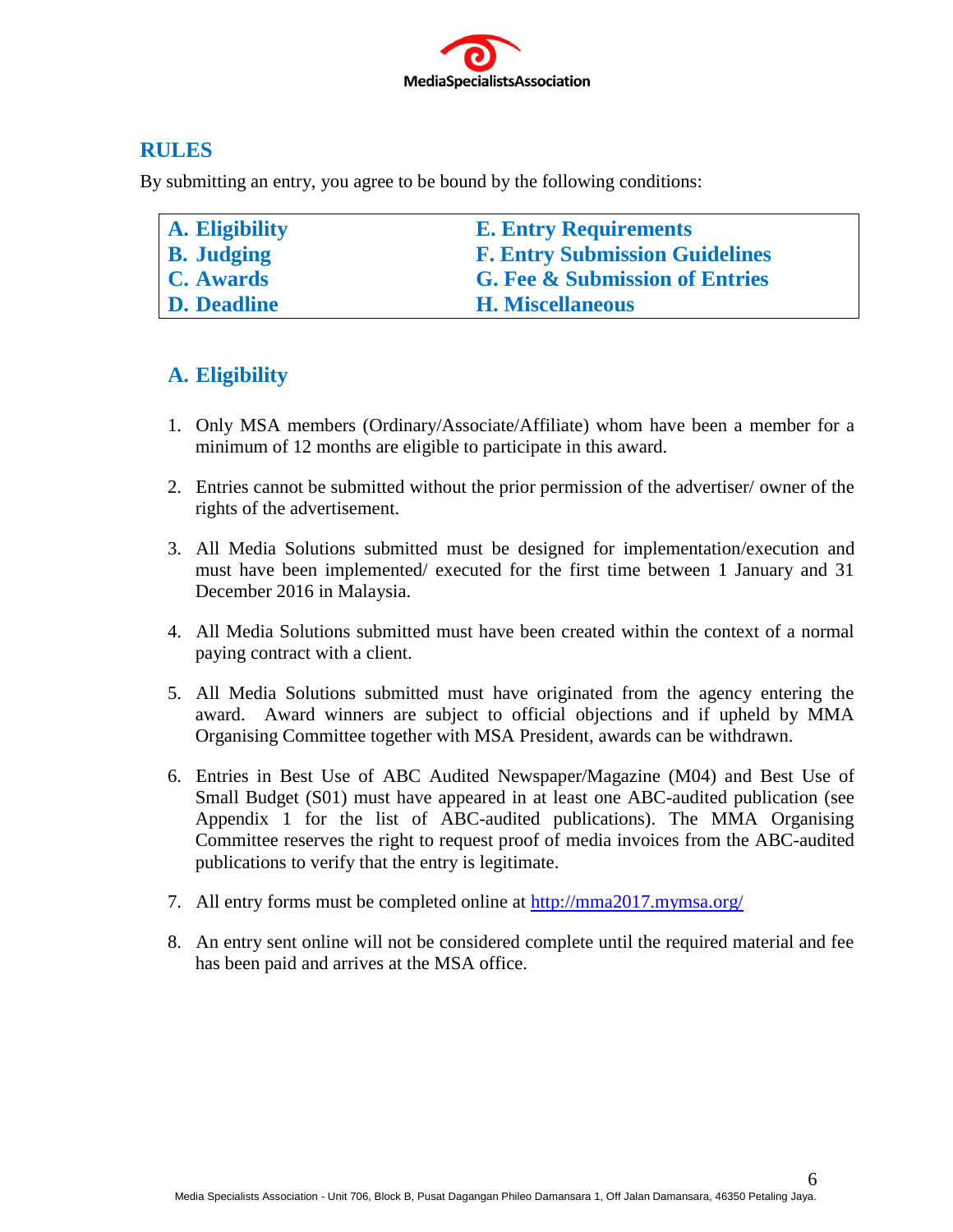## RULES

By submitting an entry, you agree to be bound by the following conditions:

| A. Eligibility | E. Entry Requirements |
|---|---|
| B. Judging | F. Entry Submission Guidelines |
| C. Awards | G. Fee & Submission of Entries |
| D. Deadline | H. Miscellaneous |

### A. Eligibility

1. Only MSA members (Ordinary/Associate/Affiliate) whom have been a member for a minimum of 12 months are eligible to participate in this award.

2. Entries cannot be submitted without the prior permission of the advertiser/ owner of the rights of the advertisement.

3. All Media Solutions submitted must be designed for implementation/execution and must have been implemented/ executed for the first time between 1 January and 31 December 2016 in Malaysia.

4. All Media Solutions submitted must have been created within the context of a normal paying contract with a client.

5. All Media Solutions submitted must have originated from the agency entering the award. Award winners are subject to official objections and if upheld by MMA Organising Committee together with MSA President, awards can be withdrawn.

6. Entries in Best Use of ABC Audited Newspaper/Magazine (M04) and Best Use of Small Budget (S01) must have appeared in at least one ABC-audited publication (see Appendix 1 for the list of ABC-audited publications). The MMA Organising Committee reserves the right to request proof of media invoices from the ABC-audited publications to verify that the entry is legitimate.

7. All entry forms must be completed online at http://mma2017.mymsa.org/

8. An entry sent online will not be considered complete until the required material and fee has been paid and arrives at the MSA office.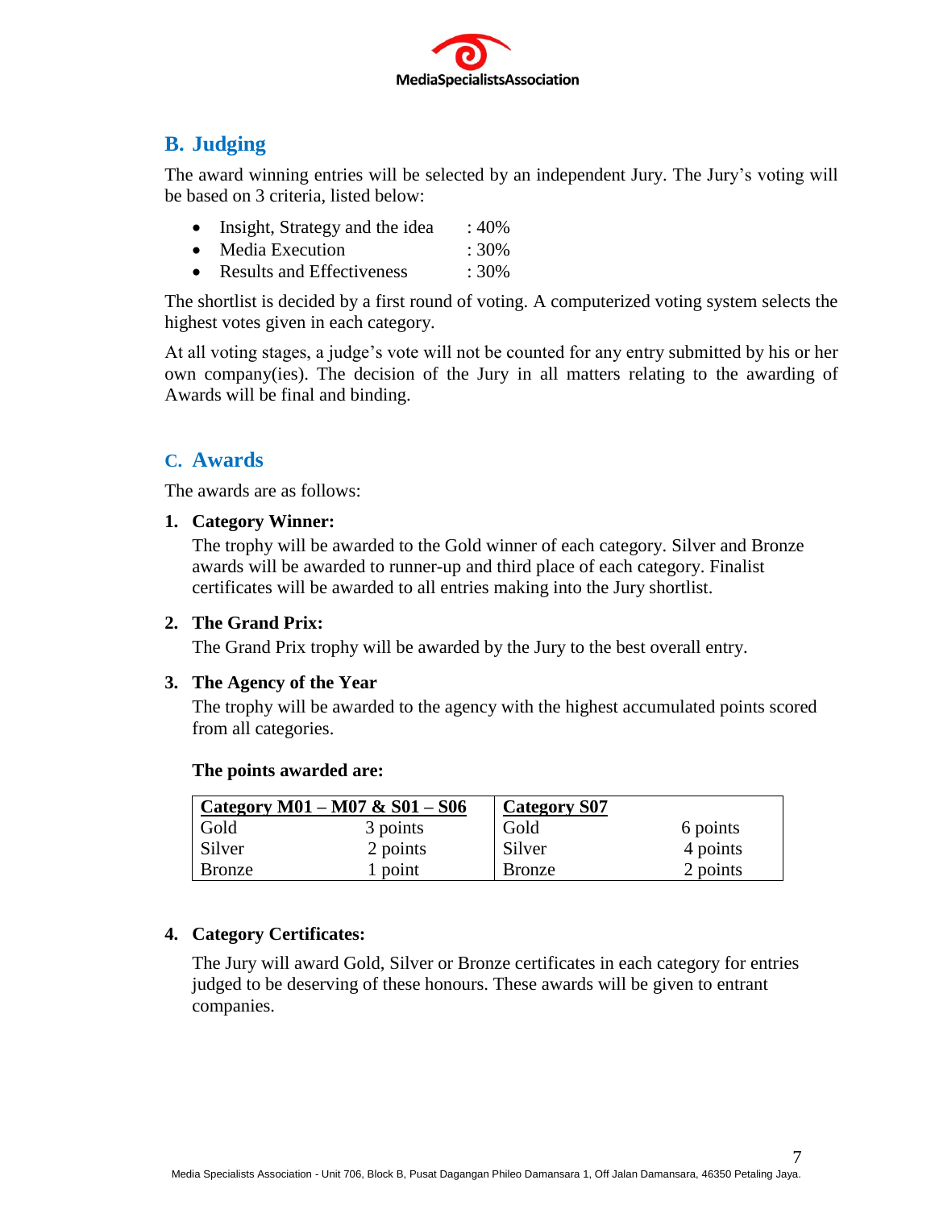## B. Judging

The award winning entries will be selected by an independent Jury. The Jury's voting will be based on 3 criteria, listed below:

- Insight, Strategy and the idea : 40%
- Media Execution : 30%
- Results and Effectiveness : 30%

The shortlist is decided by a first round of voting. A computerized voting system selects the highest votes given in each category.

At all voting stages, a judge's vote will not be counted for any entry submitted by his or her own company(ies). The decision of the Jury in all matters relating to the awarding of Awards will be final and binding.

## C. Awards

The awards are as follows:

**1. Category Winner:**

The trophy will be awarded to the Gold winner of each category. Silver and Bronze awards will be awarded to runner-up and third place of each category. Finalist certificates will be awarded to all entries making into the Jury shortlist.

**2. The Grand Prix:**

The Grand Prix trophy will be awarded by the Jury to the best overall entry.

**3. The Agency of the Year**

The trophy will be awarded to the agency with the highest accumulated points scored from all categories.

**The points awarded are:**

| **Category M01 – M07 & S01 – S06** | | **Category S07** | |
|---|---|---|---|
| Gold | 3 points | Gold | 6 points |
| Silver | 2 points | Silver | 4 points |
| Bronze | 1 point | Bronze | 2 points |

**4. Category Certificates:**

The Jury will award Gold, Silver or Bronze certificates in each category for entries judged to be deserving of these honours. These awards will be given to entrant companies.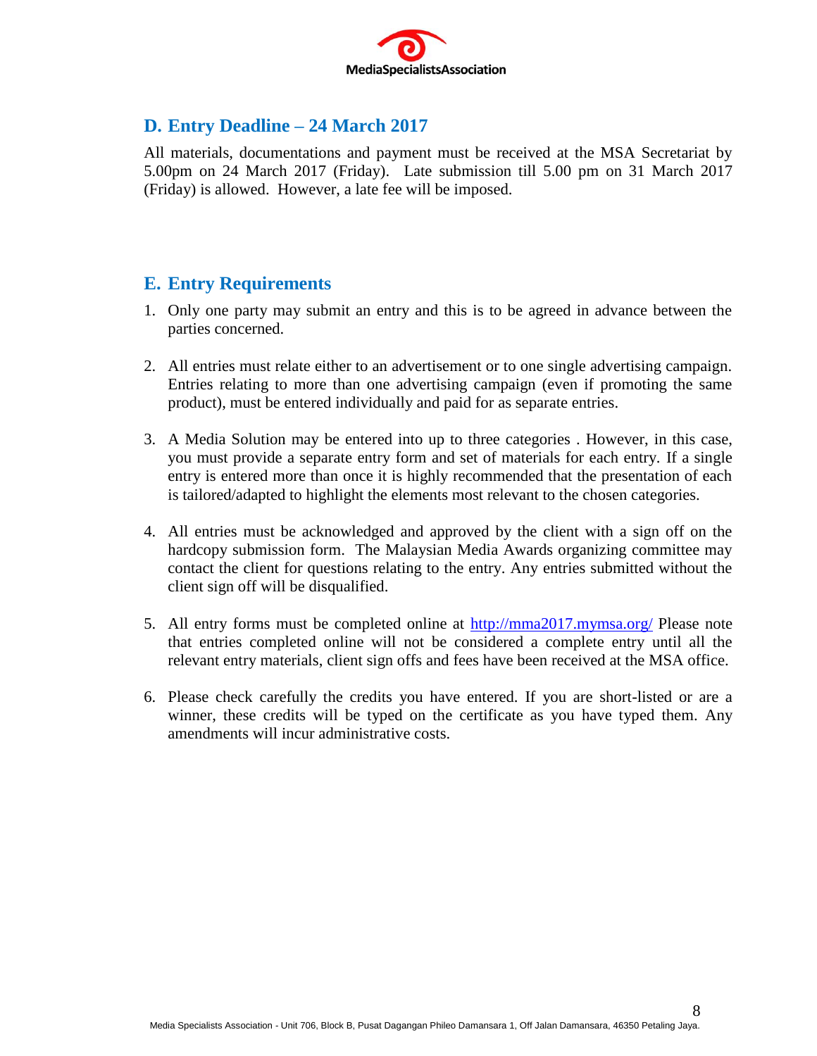## D. Entry Deadline – 24 March 2017

All materials, documentations and payment must be received at the MSA Secretariat by 5.00pm on 24 March 2017 (Friday). Late submission till 5.00 pm on 31 March 2017 (Friday) is allowed. However, a late fee will be imposed.

## E. Entry Requirements

1. Only one party may submit an entry and this is to be agreed in advance between the parties concerned.
2. All entries must relate either to an advertisement or to one single advertising campaign. Entries relating to more than one advertising campaign (even if promoting the same product), must be entered individually and paid for as separate entries.
3. A Media Solution may be entered into up to three categories . However, in this case, you must provide a separate entry form and set of materials for each entry. If a single entry is entered more than once it is highly recommended that the presentation of each is tailored/adapted to highlight the elements most relevant to the chosen categories.
4. All entries must be acknowledged and approved by the client with a sign off on the hardcopy submission form. The Malaysian Media Awards organizing committee may contact the client for questions relating to the entry. Any entries submitted without the client sign off will be disqualified.
5. All entry forms must be completed online at http://mma2017.mymsa.org/ Please note that entries completed online will not be considered a complete entry until all the relevant entry materials, client sign offs and fees have been received at the MSA office.
6. Please check carefully the credits you have entered. If you are short-listed or are a winner, these credits will be typed on the certificate as you have typed them. Any amendments will incur administrative costs.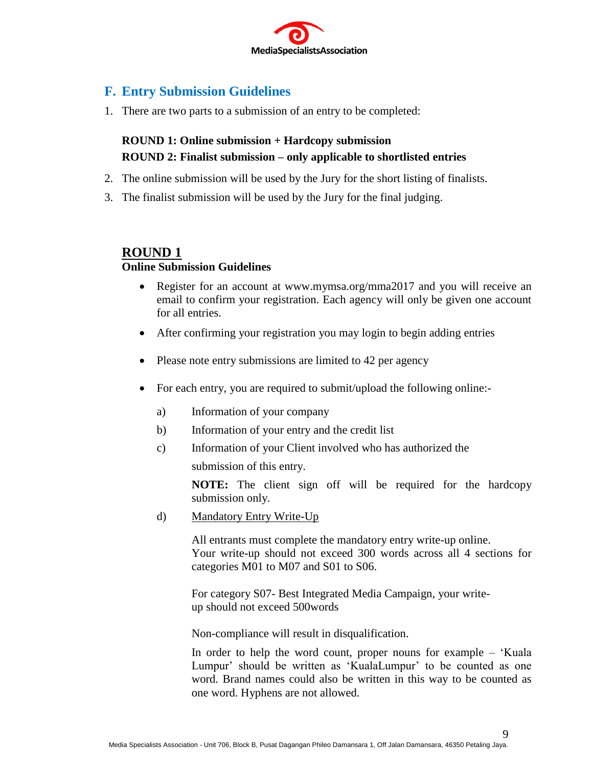## F. Entry Submission Guidelines

1. There are two parts to a submission of an entry to be completed:

   **ROUND 1: Online submission + Hardcopy submission**
   **ROUND 2: Finalist submission – only applicable to shortlisted entries**

2. The online submission will be used by the Jury for the short listing of finalists.
3. The finalist submission will be used by the Jury for the final judging.

### ROUND 1

**Online Submission Guidelines**

- Register for an account at www.mymsa.org/mma2017 and you will receive an email to confirm your registration. Each agency will only be given one account for all entries.
- After confirming your registration you may login to begin adding entries
- Please note entry submissions are limited to 42 per agency
- For each entry, you are required to submit/upload the following online:-

  a) Information of your company

  b) Information of your entry and the credit list

  c) Information of your Client involved who has authorized the submission of this entry.

  **NOTE:** The client sign off will be required for the hardcopy submission only.

  d) Mandatory Entry Write-Up

  All entrants must complete the mandatory entry write-up online.
  Your write-up should not exceed 300 words across all 4 sections for categories M01 to M07 and S01 to S06.

  For category S07- Best Integrated Media Campaign, your write-up should not exceed 500words

  Non-compliance will result in disqualification.

  In order to help the word count, proper nouns for example – 'Kuala Lumpur' should be written as 'KualaLumpur' to be counted as one word. Brand names could also be written in this way to be counted as one word. Hyphens are not allowed.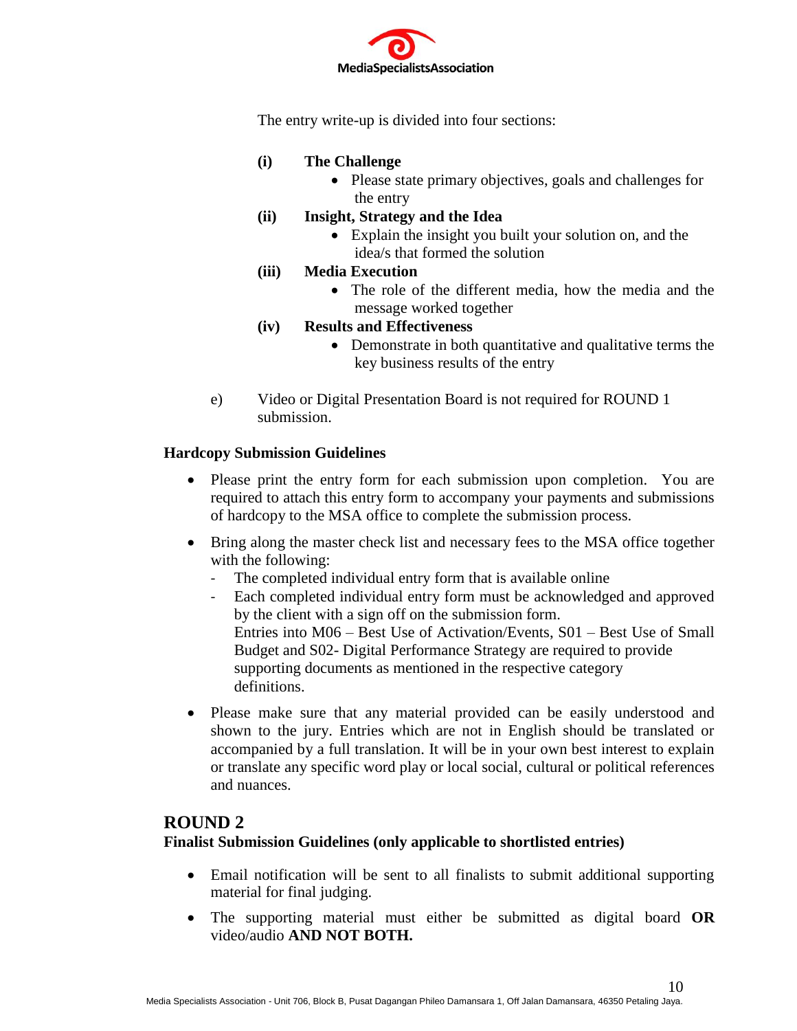The entry write-up is divided into four sections:

**(i) The Challenge**

- Please state primary objectives, goals and challenges for the entry

**(ii) Insight, Strategy and the Idea**

- Explain the insight you built your solution on, and the idea/s that formed the solution

**(iii) Media Execution**

- The role of the different media, how the media and the message worked together

**(iv) Results and Effectiveness**

- Demonstrate in both quantitative and qualitative terms the key business results of the entry

e) Video or Digital Presentation Board is not required for ROUND 1 submission.

**Hardcopy Submission Guidelines**

- Please print the entry form for each submission upon completion. You are required to attach this entry form to accompany your payments and submissions of hardcopy to the MSA office to complete the submission process.
- Bring along the master check list and necessary fees to the MSA office together with the following:
  - The completed individual entry form that is available online
  - Each completed individual entry form must be acknowledged and approved by the client with a sign off on the submission form.
    Entries into M06 – Best Use of Activation/Events, S01 – Best Use of Small Budget and S02- Digital Performance Strategy are required to provide supporting documents as mentioned in the respective category definitions.
- Please make sure that any material provided can be easily understood and shown to the jury. Entries which are not in English should be translated or accompanied by a full translation. It will be in your own best interest to explain or translate any specific word play or local social, cultural or political references and nuances.

## ROUND 2

**Finalist Submission Guidelines (only applicable to shortlisted entries)**

- Email notification will be sent to all finalists to submit additional supporting material for final judging.
- The supporting material must either be submitted as digital board **OR** video/audio **AND NOT BOTH.**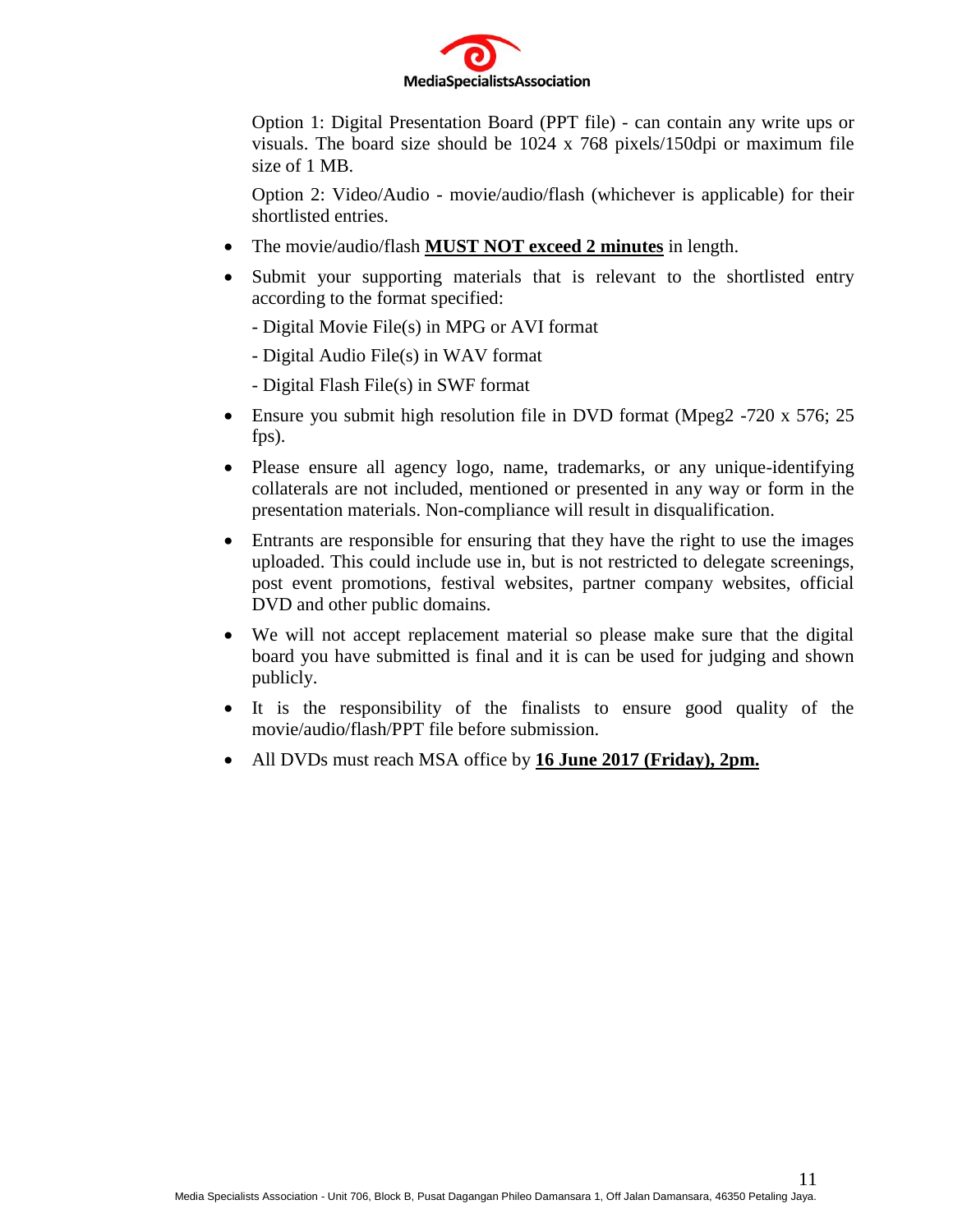Option 1: Digital Presentation Board (PPT file) - can contain any write ups or visuals. The board size should be 1024 x 768 pixels/150dpi or maximum file size of 1 MB.

Option 2: Video/Audio - movie/audio/flash (whichever is applicable) for their shortlisted entries.

- The movie/audio/flash **MUST NOT exceed 2 minutes** in length.
- Submit your supporting materials that is relevant to the shortlisted entry according to the format specified:

  - Digital Movie File(s) in MPG or AVI format

  - Digital Audio File(s) in WAV format

  - Digital Flash File(s) in SWF format
- Ensure you submit high resolution file in DVD format (Mpeg2 -720 x 576; 25 fps).
- Please ensure all agency logo, name, trademarks, or any unique-identifying collaterals are not included, mentioned or presented in any way or form in the presentation materials. Non-compliance will result in disqualification.
- Entrants are responsible for ensuring that they have the right to use the images uploaded. This could include use in, but is not restricted to delegate screenings, post event promotions, festival websites, partner company websites, official DVD and other public domains.
- We will not accept replacement material so please make sure that the digital board you have submitted is final and it is can be used for judging and shown publicly.
- It is the responsibility of the finalists to ensure good quality of the movie/audio/flash/PPT file before submission.
- All DVDs must reach MSA office by **16 June 2017 (Friday), 2pm.**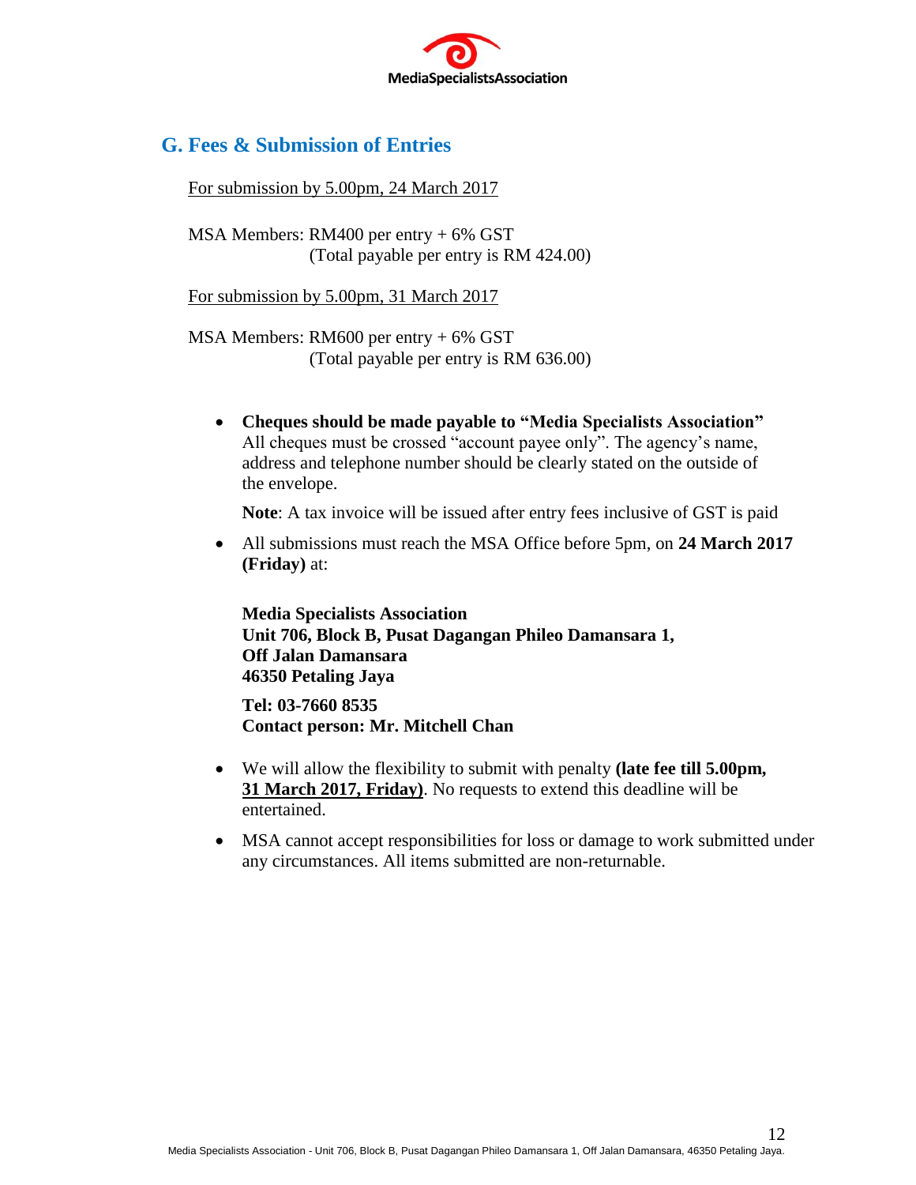## G. Fees & Submission of Entries

<u>For submission by 5.00pm, 24 March 2017</u>

MSA Members: RM400 per entry + 6% GST
(Total payable per entry is RM 424.00)

<u>For submission by 5.00pm, 31 March 2017</u>

MSA Members: RM600 per entry + 6% GST
(Total payable per entry is RM 636.00)

- **Cheques should be made payable to "Media Specialists Association"** All cheques must be crossed "account payee only". The agency's name, address and telephone number should be clearly stated on the outside of the envelope.

  **Note**: A tax invoice will be issued after entry fees inclusive of GST is paid

- All submissions must reach the MSA Office before 5pm, on **24 March 2017 (Friday)** at:

  **Media Specialists Association**
  **Unit 706, Block B, Pusat Dagangan Phileo Damansara 1,**
  **Off Jalan Damansara**
  **46350 Petaling Jaya**

  **Tel: 03-7660 8535**
  **Contact person: Mr. Mitchell Chan**

- We will allow the flexibility to submit with penalty **(late fee till 5.00pm, <u>31 March 2017, Friday)</u>**. No requests to extend this deadline will be entertained.

- MSA cannot accept responsibilities for loss or damage to work submitted under any circumstances. All items submitted are non-returnable.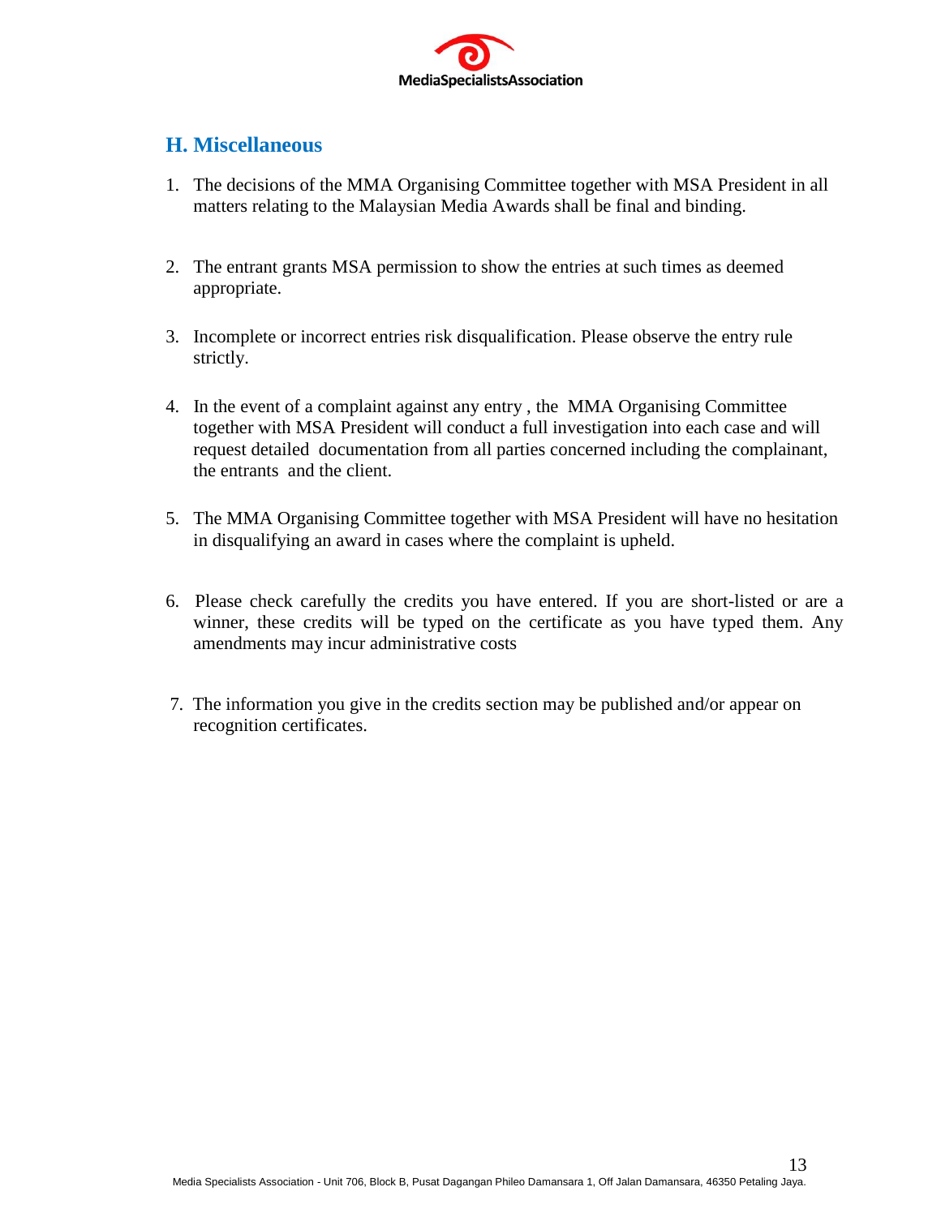## H. Miscellaneous

1. The decisions of the MMA Organising Committee together with MSA President in all matters relating to the Malaysian Media Awards shall be final and binding.

2. The entrant grants MSA permission to show the entries at such times as deemed appropriate.

3. Incomplete or incorrect entries risk disqualification. Please observe the entry rule strictly.

4. In the event of a complaint against any entry , the MMA Organising Committee together with MSA President will conduct a full investigation into each case and will request detailed documentation from all parties concerned including the complainant, the entrants and the client.

5. The MMA Organising Committee together with MSA President will have no hesitation in disqualifying an award in cases where the complaint is upheld.

6. Please check carefully the credits you have entered. If you are short-listed or are a winner, these credits will be typed on the certificate as you have typed them. Any amendments may incur administrative costs

7. The information you give in the credits section may be published and/or appear on recognition certificates.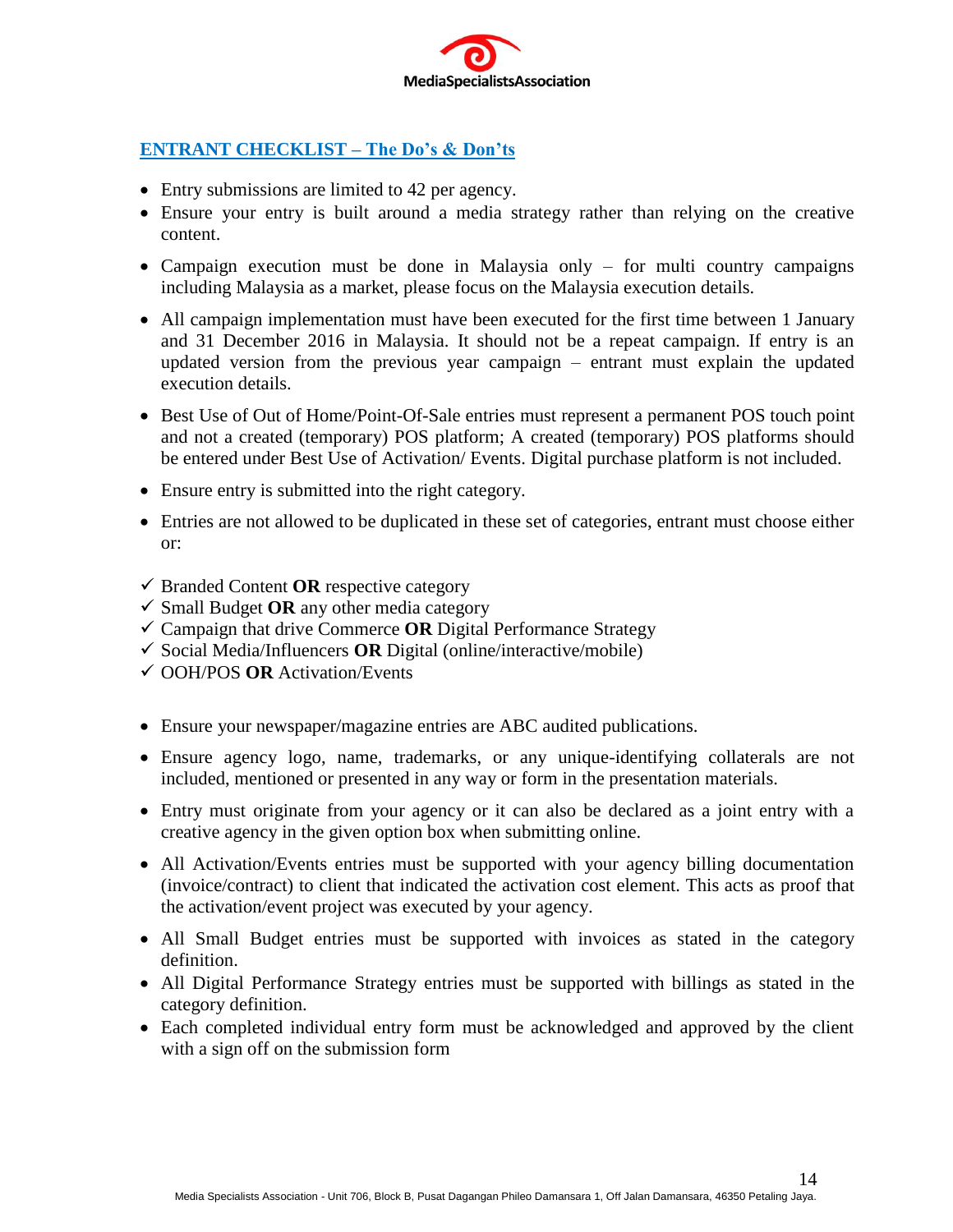## ENTRANT CHECKLIST – The Do's & Don'ts

- Entry submissions are limited to 42 per agency.
- Ensure your entry is built around a media strategy rather than relying on the creative content.
- Campaign execution must be done in Malaysia only – for multi country campaigns including Malaysia as a market, please focus on the Malaysia execution details.
- All campaign implementation must have been executed for the first time between 1 January and 31 December 2016 in Malaysia. It should not be a repeat campaign. If entry is an updated version from the previous year campaign – entrant must explain the updated execution details.
- Best Use of Out of Home/Point-Of-Sale entries must represent a permanent POS touch point and not a created (temporary) POS platform; A created (temporary) POS platforms should be entered under Best Use of Activation/ Events. Digital purchase platform is not included.
- Ensure entry is submitted into the right category.
- Entries are not allowed to be duplicated in these set of categories, entrant must choose either or:

✓ Branded Content **OR** respective category
✓ Small Budget **OR** any other media category
✓ Campaign that drive Commerce **OR** Digital Performance Strategy
✓ Social Media/Influencers **OR** Digital (online/interactive/mobile)
✓ OOH/POS **OR** Activation/Events

- Ensure your newspaper/magazine entries are ABC audited publications.
- Ensure agency logo, name, trademarks, or any unique-identifying collaterals are not included, mentioned or presented in any way or form in the presentation materials.
- Entry must originate from your agency or it can also be declared as a joint entry with a creative agency in the given option box when submitting online.
- All Activation/Events entries must be supported with your agency billing documentation (invoice/contract) to client that indicated the activation cost element. This acts as proof that the activation/event project was executed by your agency.
- All Small Budget entries must be supported with invoices as stated in the category definition.
- All Digital Performance Strategy entries must be supported with billings as stated in the category definition.
- Each completed individual entry form must be acknowledged and approved by the client with a sign off on the submission form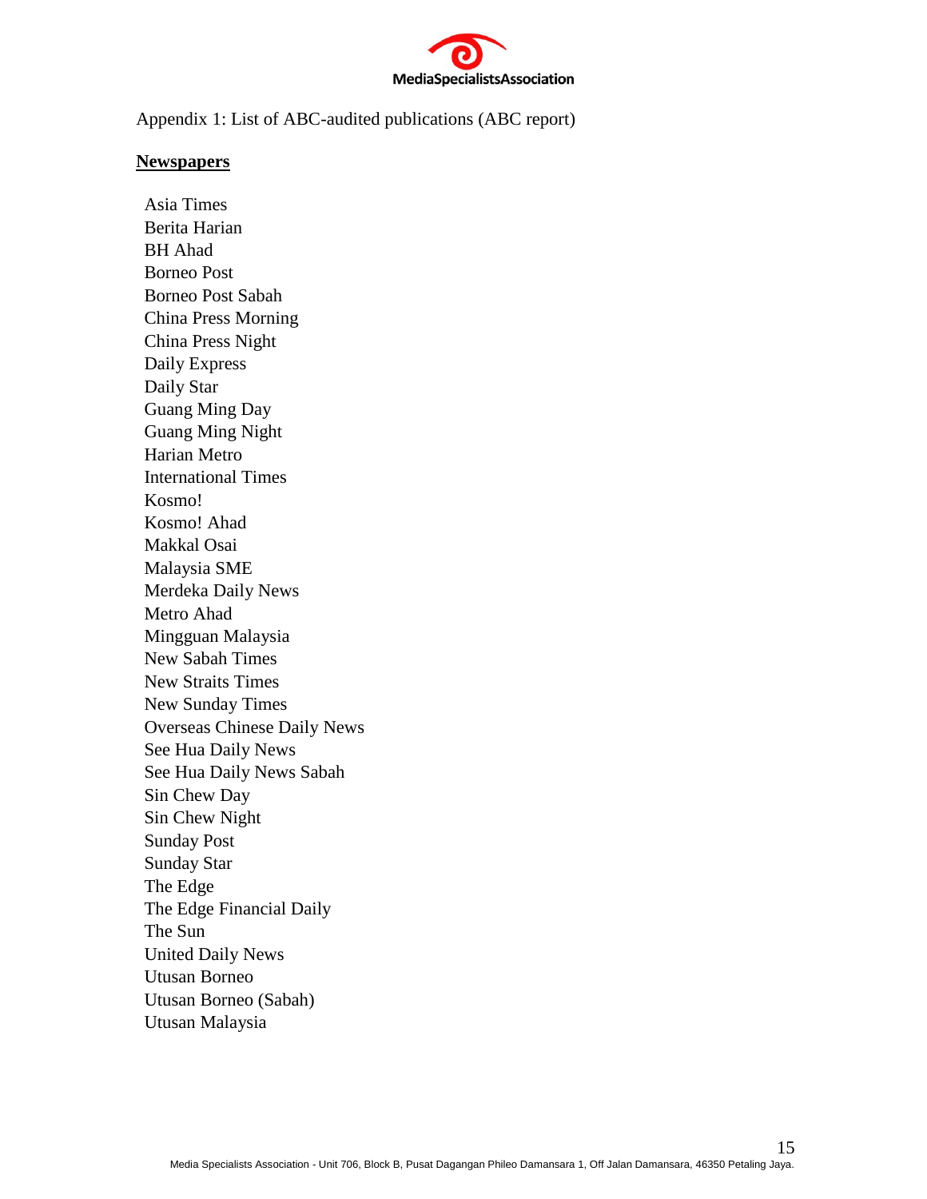Appendix 1: List of ABC-audited publications (ABC report)

**Newspapers**

Asia Times
Berita Harian
BH Ahad
Borneo Post
Borneo Post Sabah
China Press Morning
China Press Night
Daily Express
Daily Star
Guang Ming Day
Guang Ming Night
Harian Metro
International Times
Kosmo!
Kosmo! Ahad
Makkal Osai
Malaysia SME
Merdeka Daily News
Metro Ahad
Mingguan Malaysia
New Sabah Times
New Straits Times
New Sunday Times
Overseas Chinese Daily News
See Hua Daily News
See Hua Daily News Sabah
Sin Chew Day
Sin Chew Night
Sunday Post
Sunday Star
The Edge
The Edge Financial Daily
The Sun
United Daily News
Utusan Borneo
Utusan Borneo (Sabah)
Utusan Malaysia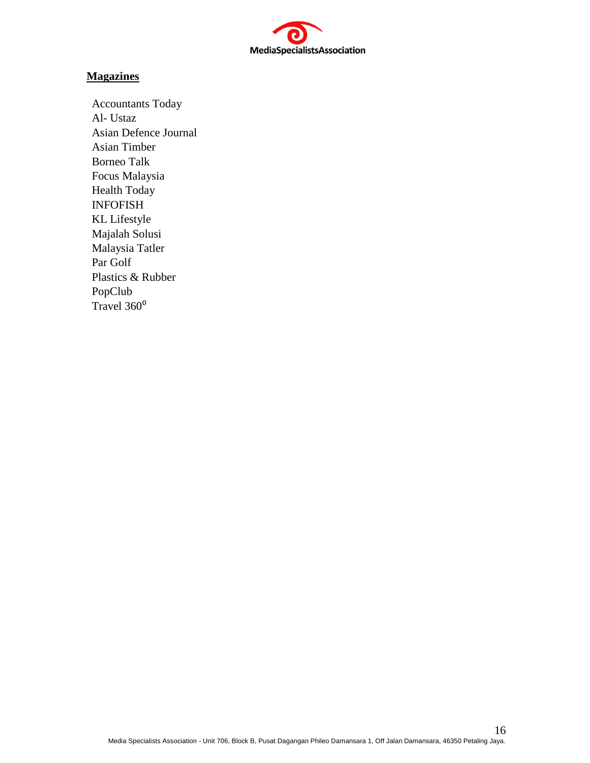## Magazines

Accountants Today  
Al- Ustaz  
Asian Defence Journal  
Asian Timber  
Borneo Talk  
Focus Malaysia  
Health Today  
INFOFISH  
KL Lifestyle  
Majalah Solusi  
Malaysia Tatler  
Par Golf  
Plastics & Rubber  
PopClub  
Travel $360^0$